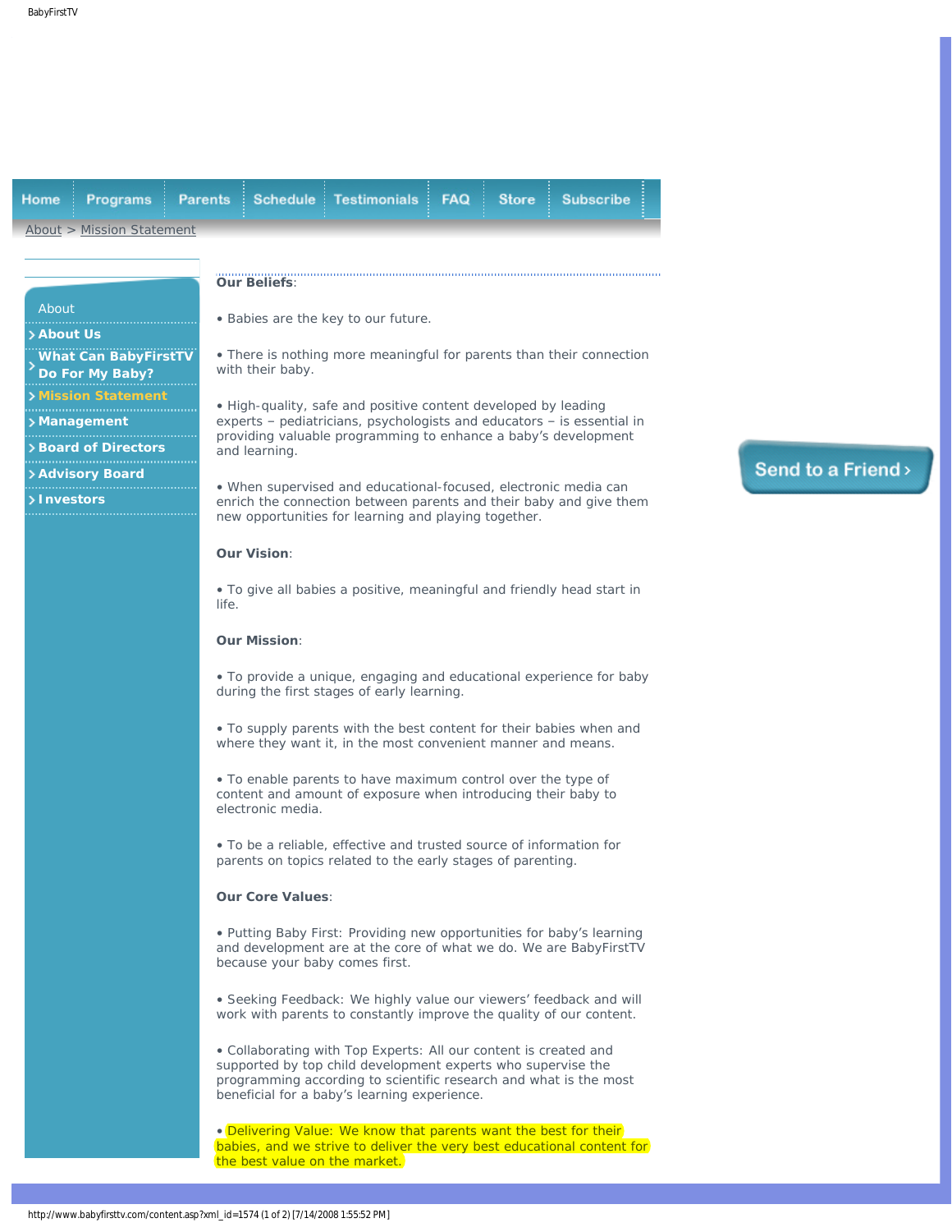Home | Programs | Parents | Schedule | Testimonials | FAQ | Store | Subscribe

About > Mission Statement

About

- About Us
- What Can BabyFirstTV Do For My Baby?
- Mission Statement
- Management
- Board of Directors
- Advisory Board
- Investors

**Our Beliefs**:

• Babies are the key to our future.

• There is nothing more meaningful for parents than their connection with their baby.

• High-quality, safe and positive content developed by leading experts – pediatricians, psychologists and educators – is essential in providing valuable programming to enhance a baby's development and learning.

• When supervised and educational-focused, electronic media can enrich the connection between parents and their baby and give them new opportunities for learning and playing together.

**Our Vision**:

• To give all babies a positive, meaningful and friendly head start in life.

**Our Mission**:

• To provide a unique, engaging and educational experience for baby during the first stages of early learning.

• To supply parents with the best content for their babies when and where they want it, in the most convenient manner and means.

• To enable parents to have maximum control over the type of content and amount of exposure when introducing their baby to electronic media.

• To be a reliable, effective and trusted source of information for parents on topics related to the early stages of parenting.

**Our Core Values**:

• Putting Baby First: Providing new opportunities for baby's learning and development are at the core of what we do. We are BabyFirstTV because your baby comes first.

• Seeking Feedback: We highly value our viewers' feedback and will work with parents to constantly improve the quality of our content.

• Collaborating with Top Experts: All our content is created and supported by top child development experts who supervise the programming according to scientific research and what is the most beneficial for a baby's learning experience.

• Delivering Value: We know that parents want the best for their babies, and we strive to deliver the very best educational content for the best value on the market.

Send to a Friend >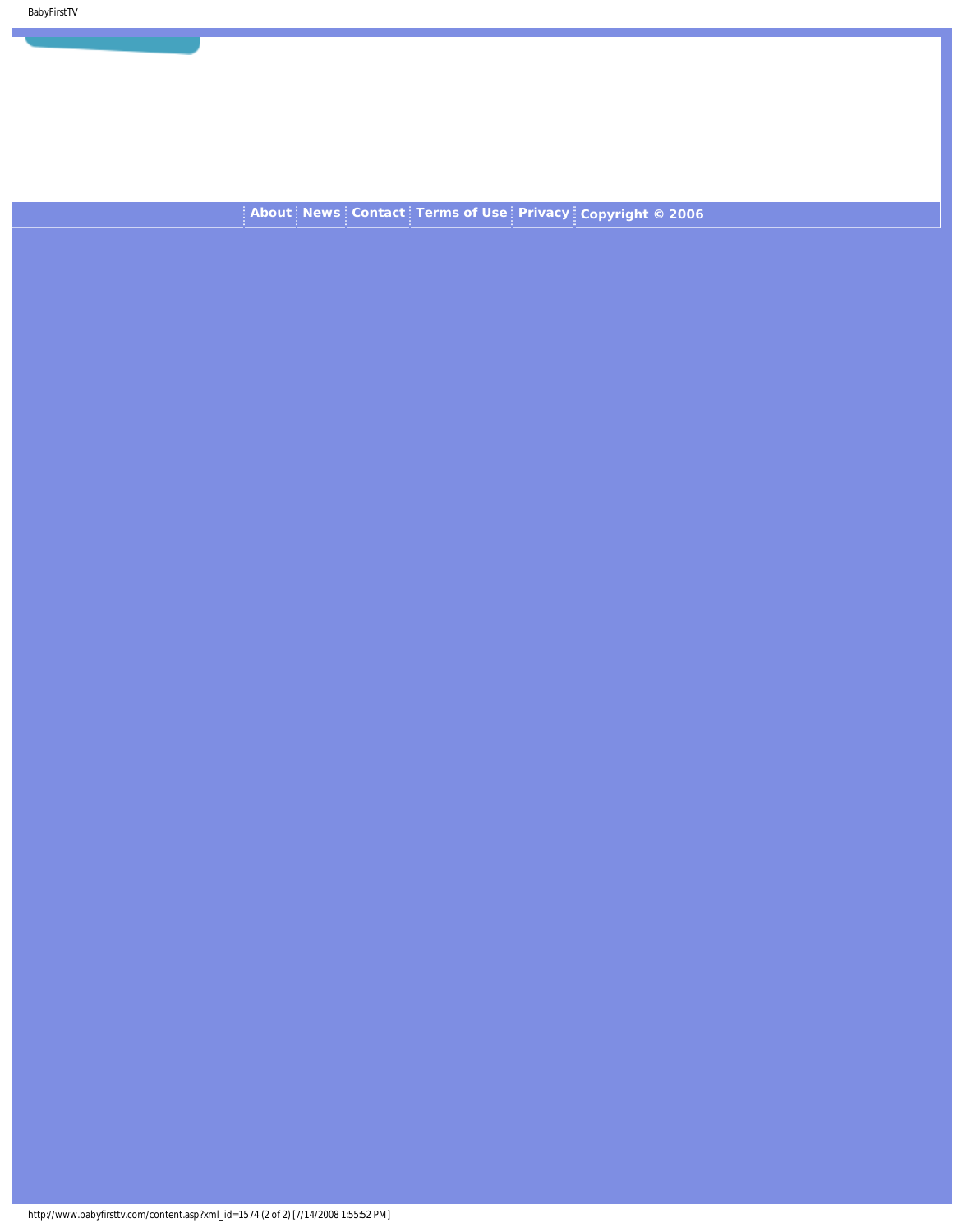About | News | Contact | Terms of Use | Privacy | Copyright © 2006